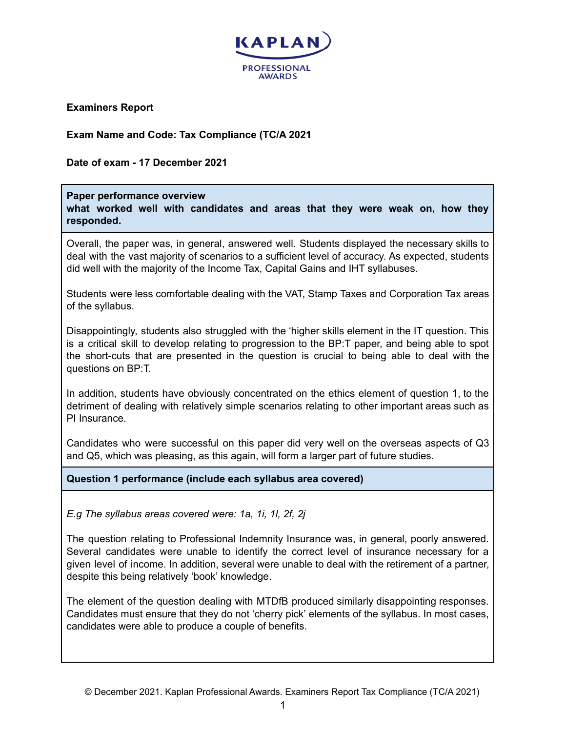KAPLAN
PROFESSIONAL AWARDS

**Examiners Report**

**Exam Name and Code: Tax Compliance (TC/A 2021**

**Date of exam - 17 December 2021**

**Paper performance overview**
**what worked well with candidates and areas that they were weak on, how they responded.**

Overall, the paper was, in general, answered well. Students displayed the necessary skills to deal with the vast majority of scenarios to a sufficient level of accuracy. As expected, students did well with the majority of the Income Tax, Capital Gains and IHT syllabuses.

Students were less comfortable dealing with the VAT, Stamp Taxes and Corporation Tax areas of the syllabus.

Disappointingly, students also struggled with the 'higher skills element in the IT question. This is a critical skill to develop relating to progression to the BP:T paper, and being able to spot the short-cuts that are presented in the question is crucial to being able to deal with the questions on BP:T.

In addition, students have obviously concentrated on the ethics element of question 1, to the detriment of dealing with relatively simple scenarios relating to other important areas such as PI Insurance.

Candidates who were successful on this paper did very well on the overseas aspects of Q3 and Q5, which was pleasing, as this again, will form a larger part of future studies.

**Question 1 performance (include each syllabus area covered)**

*E.g The syllabus areas covered were: 1a, 1i, 1l, 2f, 2j*

The question relating to Professional Indemnity Insurance was, in general, poorly answered. Several candidates were unable to identify the correct level of insurance necessary for a given level of income. In addition, several were unable to deal with the retirement of a partner, despite this being relatively 'book' knowledge.

The element of the question dealing with MTDfB produced similarly disappointing responses. Candidates must ensure that they do not 'cherry pick' elements of the syllabus. In most cases, candidates were able to produce a couple of benefits.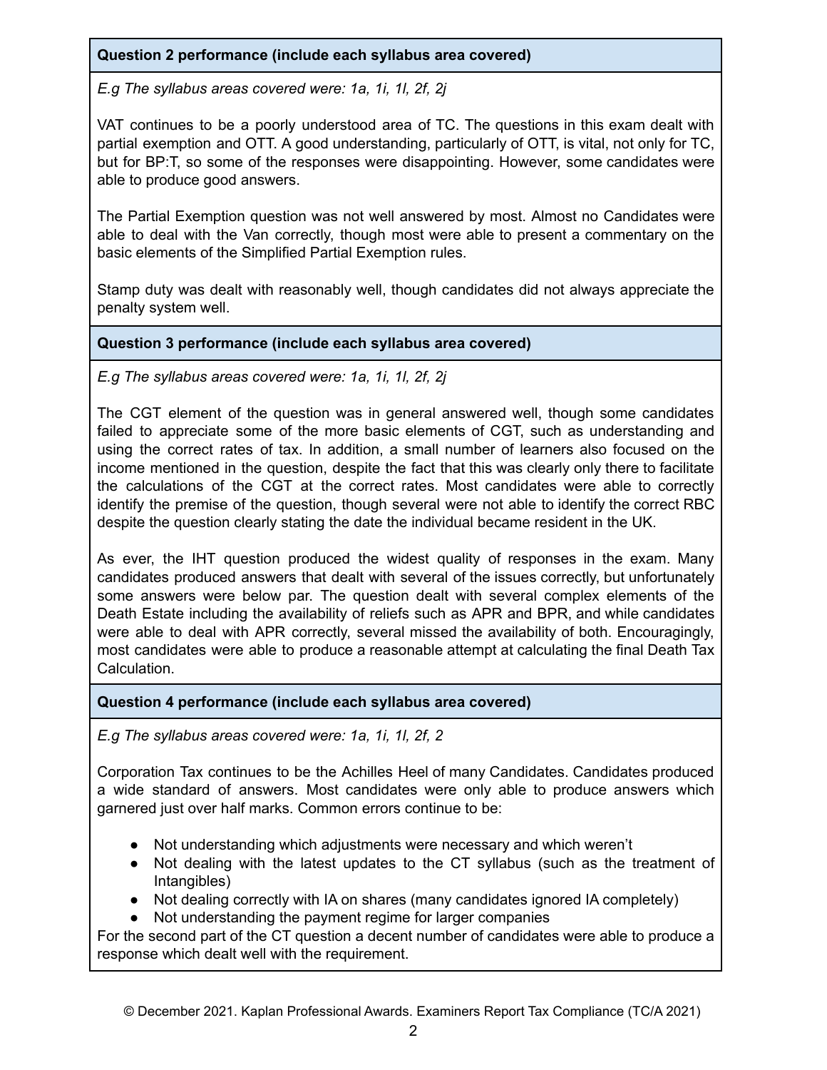**Question 2 performance (include each syllabus area covered)**

*E.g The syllabus areas covered were: 1a, 1i, 1l, 2f, 2j*

VAT continues to be a poorly understood area of TC. The questions in this exam dealt with partial exemption and OTT. A good understanding, particularly of OTT, is vital, not only for TC, but for BP:T, so some of the responses were disappointing. However, some candidates were able to produce good answers.

The Partial Exemption question was not well answered by most. Almost no Candidates were able to deal with the Van correctly, though most were able to present a commentary on the basic elements of the Simplified Partial Exemption rules.

Stamp duty was dealt with reasonably well, though candidates did not always appreciate the penalty system well.

**Question 3 performance (include each syllabus area covered)**

*E.g The syllabus areas covered were: 1a, 1i, 1l, 2f, 2j*

The CGT element of the question was in general answered well, though some candidates failed to appreciate some of the more basic elements of CGT, such as understanding and using the correct rates of tax. In addition, a small number of learners also focused on the income mentioned in the question, despite the fact that this was clearly only there to facilitate the calculations of the CGT at the correct rates. Most candidates were able to correctly identify the premise of the question, though several were not able to identify the correct RBC despite the question clearly stating the date the individual became resident in the UK.

As ever, the IHT question produced the widest quality of responses in the exam. Many candidates produced answers that dealt with several of the issues correctly, but unfortunately some answers were below par. The question dealt with several complex elements of the Death Estate including the availability of reliefs such as APR and BPR, and while candidates were able to deal with APR correctly, several missed the availability of both. Encouragingly, most candidates were able to produce a reasonable attempt at calculating the final Death Tax Calculation.

**Question 4 performance (include each syllabus area covered)**

*E.g The syllabus areas covered were: 1a, 1i, 1l, 2f, 2*

Corporation Tax continues to be the Achilles Heel of many Candidates. Candidates produced a wide standard of answers. Most candidates were only able to produce answers which garnered just over half marks. Common errors continue to be:

- Not understanding which adjustments were necessary and which weren't
- Not dealing with the latest updates to the CT syllabus (such as the treatment of Intangibles)
- Not dealing correctly with IA on shares (many candidates ignored IA completely)
- Not understanding the payment regime for larger companies

For the second part of the CT question a decent number of candidates were able to produce a response which dealt well with the requirement.

© December 2021. Kaplan Professional Awards. Examiners Report Tax Compliance (TC/A 2021)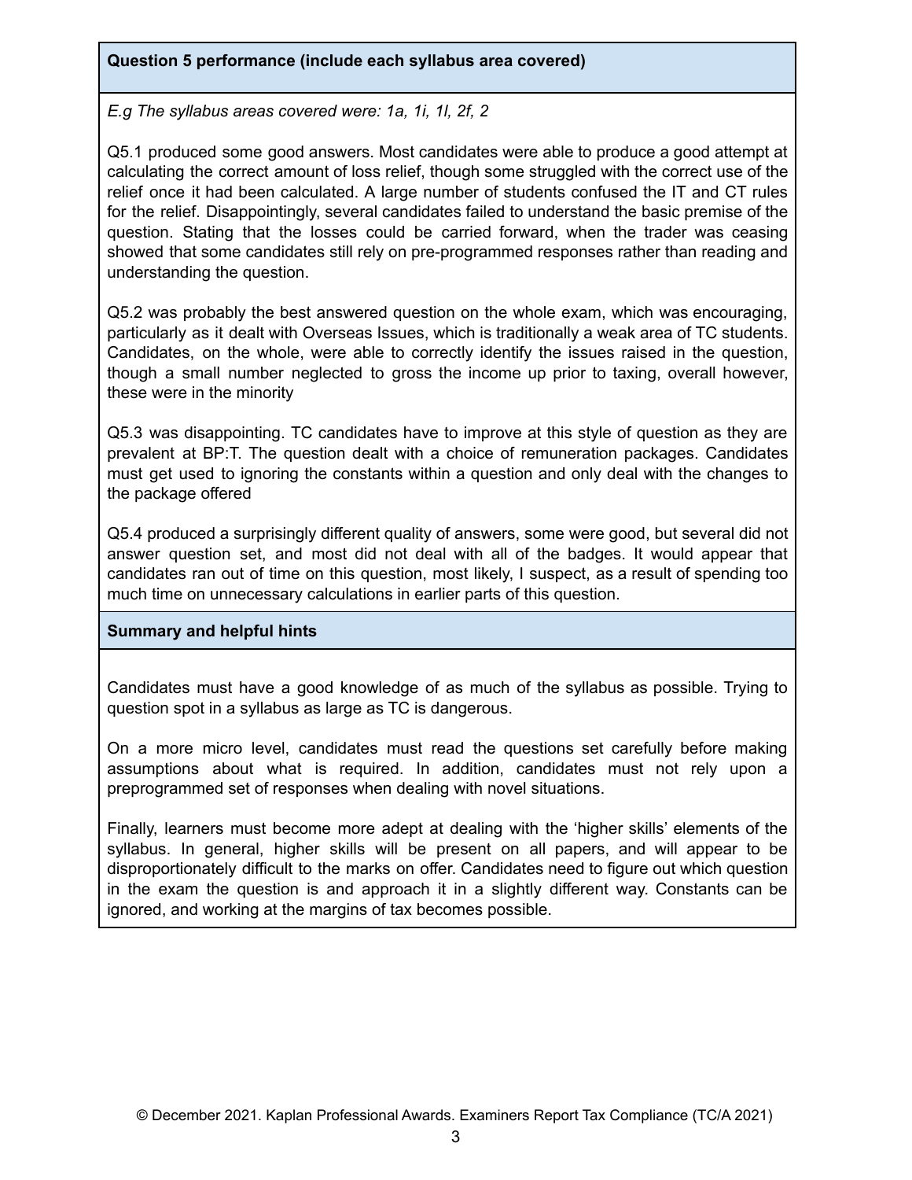**Question 5 performance (include each syllabus area covered)**

*E.g The syllabus areas covered were: 1a, 1i, 1l, 2f, 2*

Q5.1 produced some good answers. Most candidates were able to produce a good attempt at calculating the correct amount of loss relief, though some struggled with the correct use of the relief once it had been calculated. A large number of students confused the IT and CT rules for the relief. Disappointingly, several candidates failed to understand the basic premise of the question. Stating that the losses could be carried forward, when the trader was ceasing showed that some candidates still rely on pre-programmed responses rather than reading and understanding the question.

Q5.2 was probably the best answered question on the whole exam, which was encouraging, particularly as it dealt with Overseas Issues, which is traditionally a weak area of TC students. Candidates, on the whole, were able to correctly identify the issues raised in the question, though a small number neglected to gross the income up prior to taxing, overall however, these were in the minority

Q5.3 was disappointing. TC candidates have to improve at this style of question as they are prevalent at BP:T. The question dealt with a choice of remuneration packages. Candidates must get used to ignoring the constants within a question and only deal with the changes to the package offered

Q5.4 produced a surprisingly different quality of answers, some were good, but several did not answer question set, and most did not deal with all of the badges. It would appear that candidates ran out of time on this question, most likely, I suspect, as a result of spending too much time on unnecessary calculations in earlier parts of this question.

**Summary and helpful hints**

Candidates must have a good knowledge of as much of the syllabus as possible. Trying to question spot in a syllabus as large as TC is dangerous.

On a more micro level, candidates must read the questions set carefully before making assumptions about what is required. In addition, candidates must not rely upon a preprogrammed set of responses when dealing with novel situations.

Finally, learners must become more adept at dealing with the 'higher skills' elements of the syllabus. In general, higher skills will be present on all papers, and will appear to be disproportionately difficult to the marks on offer. Candidates need to figure out which question in the exam the question is and approach it in a slightly different way. Constants can be ignored, and working at the margins of tax becomes possible.

© December 2021. Kaplan Professional Awards. Examiners Report Tax Compliance (TC/A 2021)